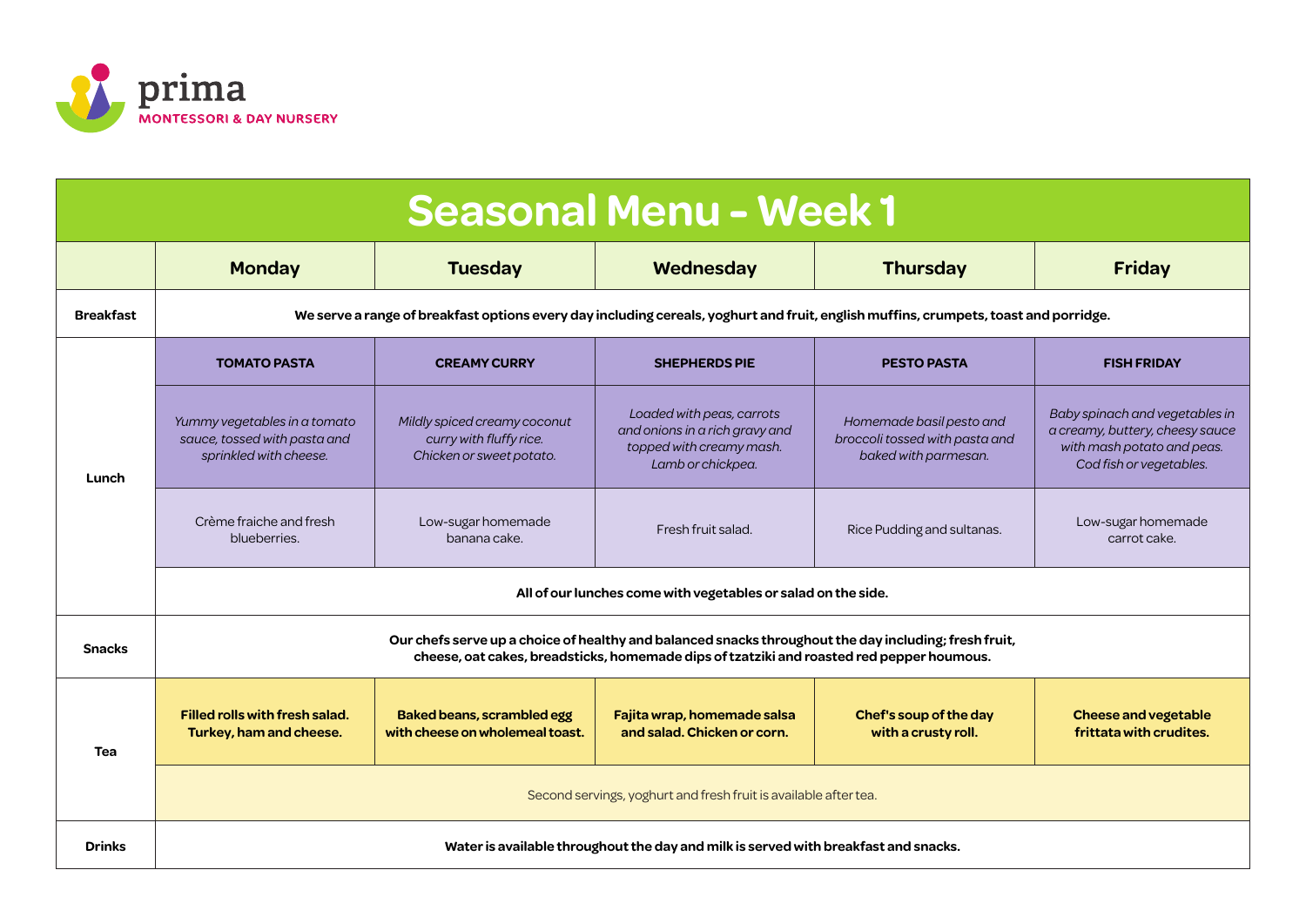prima
MONTESSORI & DAY NURSERY

# Seasonal Menu - Week 1

| | Monday | Tuesday | Wednesday | Thursday | Friday |
|---|---|---|---|---|---|
| **Breakfast** | **We serve a range of breakfast options every day including cereals, yoghurt and fruit, english muffins, crumpets, toast and porridge.** | | | | |
| **Lunch** | **TOMATO PASTA** | **CREAMY CURRY** | **SHEPHERDS PIE** | **PESTO PASTA** | **FISH FRIDAY** |
| | *Yummy vegetables in a tomato sauce, tossed with pasta and sprinkled with cheese.* | *Mildly spiced creamy coconut curry with fluffy rice. Chicken or sweet potato.* | *Loaded with peas, carrots and onions in a rich gravy and topped with creamy mash. Lamb or chickpea.* | *Homemade basil pesto and broccoli tossed with pasta and baked with parmesan.* | *Baby spinach and vegetables in a creamy, buttery, cheesy sauce with mash potato and peas. Cod fish or vegetables.* |
| | Crème fraiche and fresh blueberries. | Low-sugar homemade banana cake. | Fresh fruit salad. | Rice Pudding and sultanas. | Low-sugar homemade carrot cake. |
| | **All of our lunches come with vegetables or salad on the side.** | | | | |
| **Snacks** | **Our chefs serve up a choice of healthy and balanced snacks throughout the day including; fresh fruit, cheese, oat cakes, breadsticks, homemade dips of tzatziki and roasted red pepper houmous.** | | | | |
| **Tea** | **Filled rolls with fresh salad. Turkey, ham and cheese.** | **Baked beans, scrambled egg with cheese on wholemeal toast.** | **Fajita wrap, homemade salsa and salad. Chicken or corn.** | **Chef's soup of the day with a crusty roll.** | **Cheese and vegetable frittata with crudites.** |
| | Second servings, yoghurt and fresh fruit is available after tea. | | | | |
| **Drinks** | **Water is available throughout the day and milk is served with breakfast and snacks.** | | | | |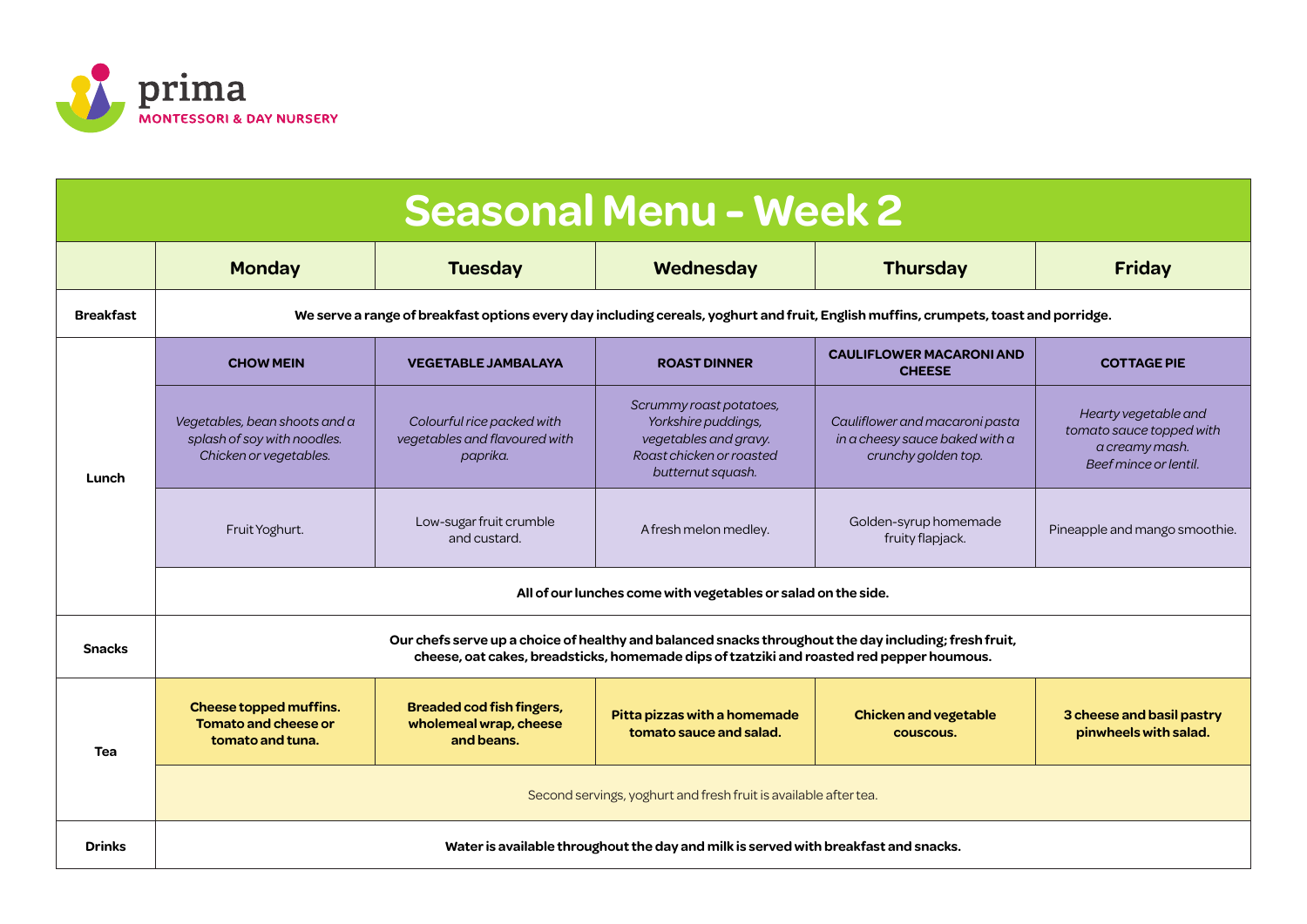prima
MONTESSORI & DAY NURSERY

# Seasonal Menu - Week 2

| | Monday | Tuesday | Wednesday | Thursday | Friday |
|---|---|---|---|---|---|
| **Breakfast** | **We serve a range of breakfast options every day including cereals, yoghurt and fruit, English muffins, crumpets, toast and porridge.** | | | | |
| **Lunch** | **CHOW MEIN** | **VEGETABLE JAMBALAYA** | **ROAST DINNER** | **CAULIFLOWER MACARONI AND CHEESE** | **COTTAGE PIE** |
| | *Vegetables, bean shoots and a splash of soy with noodles. Chicken or vegetables.* | *Colourful rice packed with vegetables and flavoured with paprika.* | *Scrummy roast potatoes, Yorkshire puddings, vegetables and gravy. Roast chicken or roasted butternut squash.* | *Cauliflower and macaroni pasta in a cheesy sauce baked with a crunchy golden top.* | *Hearty vegetable and tomato sauce topped with a creamy mash. Beef mince or lentil.* |
| | Fruit Yoghurt. | Low-sugar fruit crumble and custard. | A fresh melon medley. | Golden-syrup homemade fruity flapjack. | Pineapple and mango smoothie. |
| | **All of our lunches come with vegetables or salad on the side.** | | | | |
| **Snacks** | **Our chefs serve up a choice of healthy and balanced snacks throughout the day including; fresh fruit, cheese, oat cakes, breadsticks, homemade dips of tzatziki and roasted red pepper houmous.** | | | | |
| **Tea** | **Cheese topped muffins. Tomato and cheese or tomato and tuna.** | **Breaded cod fish fingers, wholemeal wrap, cheese and beans.** | **Pitta pizzas with a homemade tomato sauce and salad.** | **Chicken and vegetable couscous.** | **3 cheese and basil pastry pinwheels with salad.** |
| | Second servings, yoghurt and fresh fruit is available after tea. | | | | |
| **Drinks** | **Water is available throughout the day and milk is served with breakfast and snacks.** | | | | |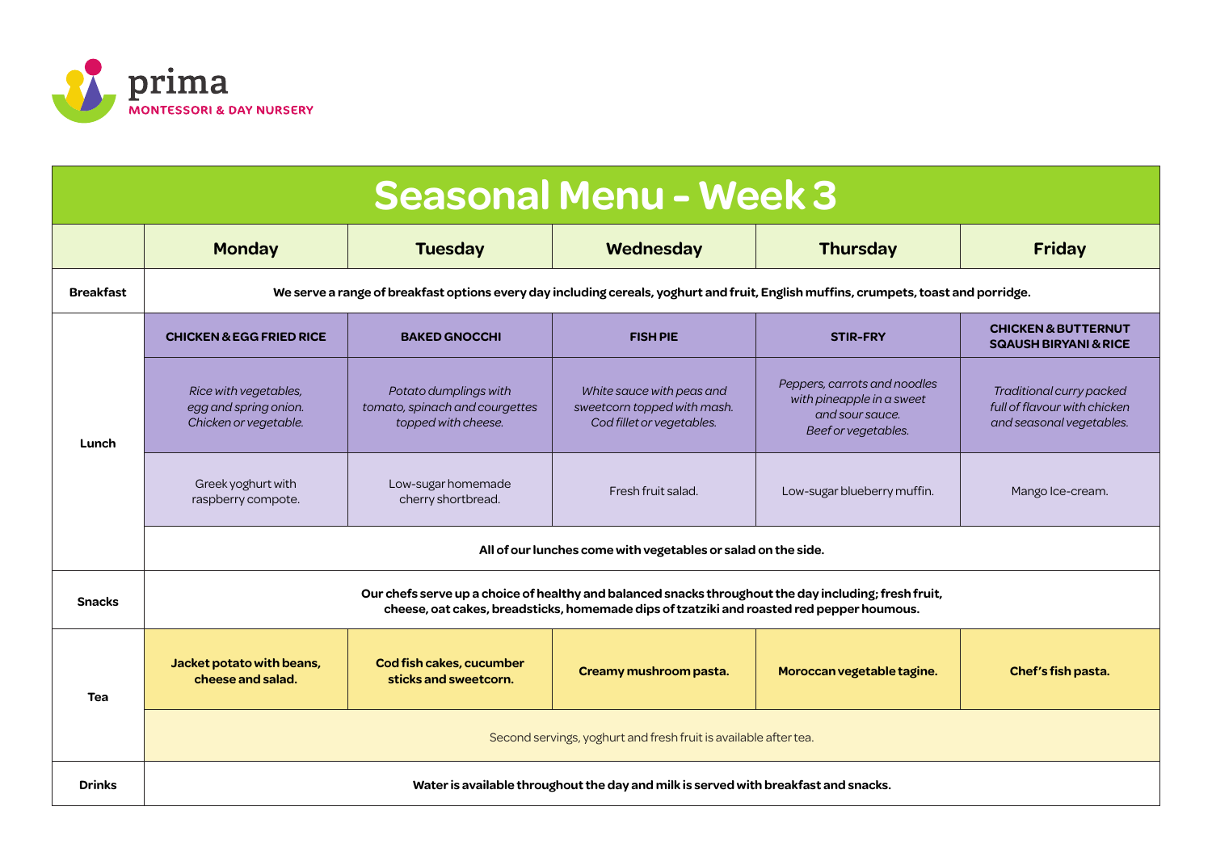prima
MONTESSORI & DAY NURSERY

# Seasonal Menu - Week 3

| | Monday | Tuesday | Wednesday | Thursday | Friday |
|---|---|---|---|---|---|
| **Breakfast** | **We serve a range of breakfast options every day including cereals, yoghurt and fruit, English muffins, crumpets, toast and porridge.** | | | | |
| **Lunch** | **CHICKEN & EGG FRIED RICE** | **BAKED GNOCCHI** | **FISH PIE** | **STIR-FRY** | **CHICKEN & BUTTERNUT SQAUSH BIRYANI & RICE** |
| | *Rice with vegetables, egg and spring onion. Chicken or vegetable.* | *Potato dumplings with tomato, spinach and courgettes topped with cheese.* | *White sauce with peas and sweetcorn topped with mash. Cod fillet or vegetables.* | *Peppers, carrots and noodles with pineapple in a sweet and sour sauce. Beef or vegetables.* | *Traditional curry packed full of flavour with chicken and seasonal vegetables.* |
| | Greek yoghurt with raspberry compote. | Low-sugar homemade cherry shortbread. | Fresh fruit salad. | Low-sugar blueberry muffin. | Mango Ice-cream. |
| | **All of our lunches come with vegetables or salad on the side.** | | | | |
| **Snacks** | **Our chefs serve up a choice of healthy and balanced snacks throughout the day including; fresh fruit, cheese, oat cakes, breadsticks, homemade dips of tzatziki and roasted red pepper houmous.** | | | | |
| **Tea** | **Jacket potato with beans, cheese and salad.** | **Cod fish cakes, cucumber sticks and sweetcorn.** | **Creamy mushroom pasta.** | **Moroccan vegetable tagine.** | **Chef's fish pasta.** |
| | Second servings, yoghurt and fresh fruit is available after tea. | | | | |
| **Drinks** | **Water is available throughout the day and milk is served with breakfast and snacks.** | | | | |